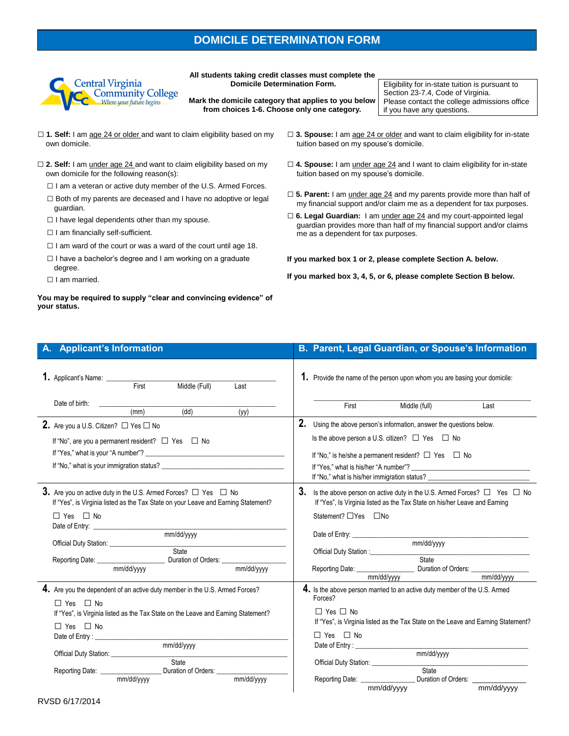# DOMICILE DETERMINATION FORM

Central Virginia Community College
*Where your future begins*

**All students taking credit classes must complete the Domicile Determination Form.**

**Mark the domicile category that applies to you below from choices 1-6. Choose only one category.**

Eligibility for in-state tuition is pursuant to Section 23-7.4, Code of Virginia. Please contact the college admissions office if you have any questions.

☐ **1. Self:** I am age 24 or older and want to claim eligibility based on my own domicile.

☐ **2. Self:** I am under age 24 and want to claim eligibility based on my own domicile for the following reason(s):

- ☐ I am a veteran or active duty member of the U.S. Armed Forces.
- ☐ Both of my parents are deceased and I have no adoptive or legal guardian.
- ☐ I have legal dependents other than my spouse.
- ☐ I am financially self-sufficient.
- ☐ I am ward of the court or was a ward of the court until age 18.
- ☐ I have a bachelor's degree and I am working on a graduate degree.
- ☐ I am married.

**You may be required to supply "clear and convincing evidence" of your status.**

☐ **3. Spouse:** I am age 24 or older and want to claim eligibility for in-state tuition based on my spouse's domicile.

☐ **4. Spouse:** I am under age 24 and I want to claim eligibility for in-state tuition based on my spouse's domicile.

☐ **5. Parent:** I am under age 24 and my parents provide more than half of my financial support and/or claim me as a dependent for tax purposes.

☐ **6. Legal Guardian:** I am under age 24 and my court-appointed legal guardian provides more than half of my financial support and/or claims me as a dependent for tax purposes.

**If you marked box 1 or 2, please complete Section A. below.**

**If you marked box 3, 4, 5, or 6, please complete Section B below.**

## A. Applicant's Information

**1.** Applicant's Name: ______________________________
First  Middle (Full)  Last

Date of birth: ______________________________
(mm)  (dd)  (yy)

**2.** Are you a U.S. Citizen? ☐ Yes ☐ No

If "No", are you a permanent resident? ☐ Yes ☐ No

If "Yes," what is your "A number"? ______________________________

If "No," what is your immigration status? ______________________________

**3.** Are you on active duty in the U.S. Armed Forces? ☐ Yes ☐ No

If "Yes", is Virginia listed as the Tax State on your Leave and Earning Statement?

☐ Yes ☐ No

Date of Entry: ______________________________
mm/dd/yyyy

Official Duty Station: ______________________________
State

Reporting Date: ______________ Duration of Orders: ______________
mm/dd/yyyy  mm/dd/yyyy

**4.** Are you the dependent of an active duty member in the U.S. Armed Forces?

☐ Yes ☐ No

If "Yes", is Virginia listed as the Tax State on the Leave and Earning Statement?

☐ Yes ☐ No

Date of Entry : ______________________________
mm/dd/yyyy

Official Duty Station: ______________________________
State

Reporting Date: ______________ Duration of Orders: ______________
mm/dd/yyyy  mm/dd/yyyy

## B. Parent, Legal Guardian, or Spouse's Information

**1.** Provide the name of the person upon whom you are basing your domicile:

______________________________
First  Middle (full)  Last

**2.** Using the above person's information, answer the questions below.

Is the above person a U.S. citizen? ☐ Yes ☐ No

If "No," is he/she a permanent resident? ☐ Yes ☐ No

If "Yes," what is his/her "A number"? ______________________________

If "No," what is his/her immigration status? ______________________________

**3.** Is the above person on active duty in the U.S. Armed Forces? ☐ Yes ☐ No

If "Yes", Is Virginia listed as the Tax State on his/her Leave and Earning Statement? ☐Yes ☐No

Date of Entry: ______________________________
mm/dd/yyyy

Official Duty Station : ______________________________
State

Reporting Date: ______________ Duration of Orders: ______________
mm/dd/yyyy  mm/dd/yyyy

**4.** Is the above person married to an active duty member of the U.S. Armed Forces?

☐ Yes ☐ No

If "Yes", is Virginia listed as the Tax State on the Leave and Earning Statement?

☐ Yes ☐ No

Date of Entry : ______________________________
mm/dd/yyyy

Official Duty Station: ______________________________
State

Reporting Date: ______________ Duration of Orders: ______________
mm/dd/yyyy  mm/dd/yyyy

RVSD 6/17/2014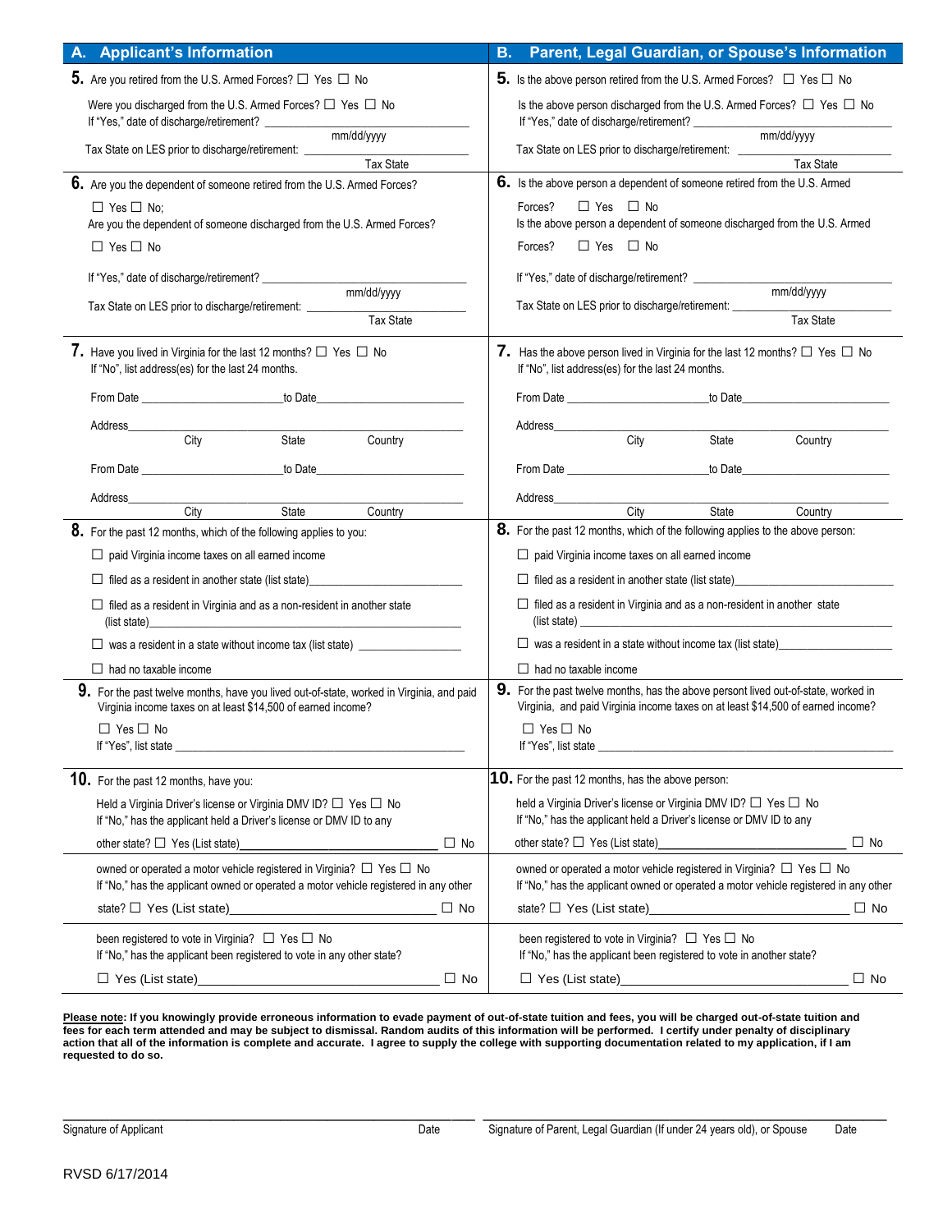## A. Applicant's Information

**5.** Are you retired from the U.S. Armed Forces? ☐ Yes ☐ No

Were you discharged from the U.S. Armed Forces? ☐ Yes ☐ No

If "Yes," date of discharge/retirement? ______________________ mm/dd/yyyy

Tax State on LES prior to discharge/retirement: ______________________ Tax State

**6.** Are you the dependent of someone retired from the U.S. Armed Forces?

☐ Yes ☐ No;

Are you the dependent of someone discharged from the U.S. Armed Forces?

☐ Yes ☐ No

If "Yes," date of discharge/retirement? ______________________ mm/dd/yyyy

Tax State on LES prior to discharge/retirement: ______________________ Tax State

**7.** Have you lived in Virginia for the last 12 months? ☐ Yes ☐ No

If "No", list address(es) for the last 24 months.

From Date ______________________ to Date ______________________

Address ______________________________________________
City State Country

From Date ______________________ to Date ______________________

Address ______________________________________________
City State Country

**8.** For the past 12 months, which of the following applies to you:

☐ paid Virginia income taxes on all earned income

☐ filed as a resident in another state (list state) ______________________

☐ filed as a resident in Virginia and as a non-resident in another state (list state) ______________________

☐ was a resident in a state without income tax (list state) ______________________

☐ had no taxable income

**9.** For the past twelve months, have you lived out-of-state, worked in Virginia, and paid Virginia income taxes on at least $14,500 of earned income?

☐ Yes ☐ No

If "Yes", list state ______________________

**10.** For the past 12 months, have you:

Held a Virginia Driver's license or Virginia DMV ID? ☐ Yes ☐ No

If "No," has the applicant held a Driver's license or DMV ID to any other state? ☐ Yes (List state) ______________________ ☐ No

owned or operated a motor vehicle registered in Virginia? ☐ Yes ☐ No

If "No," has the applicant owned or operated a motor vehicle registered in any other state? ☐ Yes (List state) ______________________ ☐ No

been registered to vote in Virginia? ☐ Yes ☐ No

If "No," has the applicant been registered to vote in any other state?

☐ Yes (List state) ______________________ ☐ No

## B. Parent, Legal Guardian, or Spouse's Information

**5.** Is the above person retired from the U.S. Armed Forces? ☐ Yes ☐ No

Is the above person discharged from the U.S. Armed Forces? ☐ Yes ☐ No

If "Yes," date of discharge/retirement? ______________________ mm/dd/yyyy

Tax State on LES prior to discharge/retirement: ______________________ Tax State

**6.** Is the above person a dependent of someone retired from the U.S. Armed Forces? ☐ Yes ☐ No

Is the above person a dependent of someone discharged from the U.S. Armed Forces? ☐ Yes ☐ No

If "Yes," date of discharge/retirement? ______________________ mm/dd/yyyy

Tax State on LES prior to discharge/retirement: ______________________ Tax State

**7.** Has the above person lived in Virginia for the last 12 months? ☐ Yes ☐ No

If "No", list address(es) for the last 24 months.

From Date ______________________ to Date ______________________

Address ______________________________________________
City State Country

From Date ______________________ to Date ______________________

Address ______________________________________________
City State Country

**8.** For the past 12 months, which of the following applies to the above person:

☐ paid Virginia income taxes on all earned income

☐ filed as a resident in another state (list state) ______________________

☐ filed as a resident in Virginia and as a non-resident in another state (list state) ______________________

☐ was a resident in a state without income tax (list state) ______________________

☐ had no taxable income

**9.** For the past twelve months, has the above person lived out-of-state, worked in Virginia, and paid Virginia income taxes on at least $14,500 of earned income?

☐ Yes ☐ No

If "Yes", list state ______________________

**10.** For the past 12 months, has the above person:

held a Virginia Driver's license or Virginia DMV ID? ☐ Yes ☐ No

If "No," has the applicant held a Driver's license or DMV ID to any other state? ☐ Yes (List state) ______________________ ☐ No

owned or operated a motor vehicle registered in Virginia? ☐ Yes ☐ No

If "No," has the applicant owned or operated a motor vehicle registered in any other state? ☐ Yes (List state) ______________________ ☐ No

been registered to vote in Virginia? ☐ Yes ☐ No

If "No," has the applicant been registered to vote in another state?

☐ Yes (List state) ______________________ ☐ No

---

**Please note: If you knowingly provide erroneous information to evade payment of out-of-state tuition and fees, you will be charged out-of-state tuition and fees for each term attended and may be subject to dismissal. Random audits of this information will be performed. I certify under penalty of disciplinary action that all of the information is complete and accurate. I agree to supply the college with supporting documentation related to my application, if I am requested to do so.**

______________________________________________ Signature of Applicant Date

______________________________________________ Signature of Parent, Legal Guardian (If under 24 years old), or Spouse Date

RVSD 6/17/2014